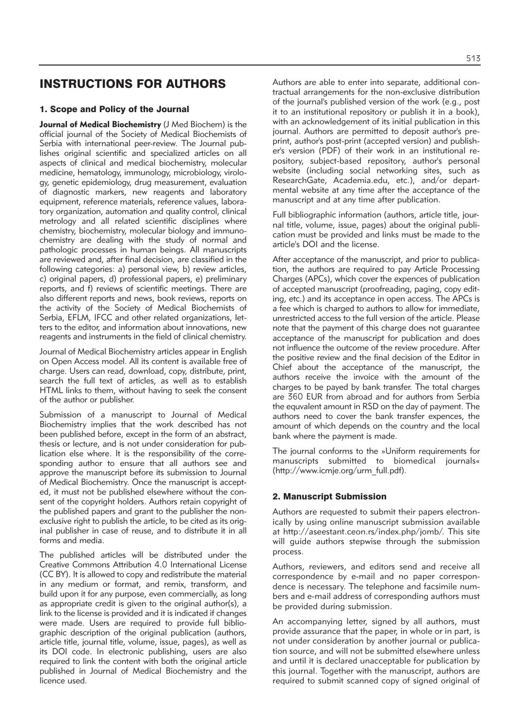# INSTRUCTIONS FOR AUTHORS

## 1. Scope and Policy of the Journal

**Journal of Medical Biochemistry** (J Med Biochem) is the official journal of the Society of Medical Biochemists of Serbia with international peer-review. The Journal publishes original scientific and specialized articles on all aspects of clinical and medical biochemistry, molecular medicine, hematology, immunology, microbiology, virology, genetic epidemiology, drug measurement, evaluation of diagnostic markers, new reagents and laboratory equipment, reference materials, reference values, laboratory organization, automation and quality control, clinical metrology and all related scientific disciplines where chemistry, biochemistry, molecular biology and immunochemistry are dealing with the study of normal and pathologic processes in human beings. All manuscripts are reviewed and, after final decision, are classified in the following categories: a) personal view, b) review articles, c) original papers, d) professional papers, e) preliminary reports, and f) reviews of scientific meetings. There are also different reports and news, book reviews, reports on the activity of the Society of Medical Biochemists of Serbia, EFLM, IFCC and other related organizations, letters to the editor, and information about innovations, new reagents and instruments in the field of clinical chemistry.

Journal of Medical Biochemistry articles appear in English on Open Access model. All its content is available free of charge. Users can read, download, copy, distribute, print, search the full text of articles, as well as to establish HTML links to them, without having to seek the consent of the author or publisher.

Submission of a manuscript to Journal of Medical Biochemistry implies that the work described has not been published before, except in the form of an abstract, thesis or lecture, and is not under consideration for publication else where. It is the responsibility of the corresponding author to ensure that all authors see and approve the manuscript before its submission to Journal of Medical Biochemistry. Once the manuscript is accepted, it must not be published elsewhere without the consent of the copyright holders. Authors retain copyright of the published papers and grant to the publisher the non-exclusive right to publish the article, to be cited as its original publisher in case of reuse, and to distribute it in all forms and media.

The published articles will be distributed under the Creative Commons Attribution 4.0 International License (CC BY). It is allowed to copy and redistribute the material in any medium or format, and remix, transform, and build upon it for any purpose, even commercially, as long as appropriate credit is given to the original author(s), a link to the license is provided and it is indicated if changes were made. Users are required to provide full bibliographic description of the original publication (authors, article title, journal title, volume, issue, pages), as well as its DOI code. In electronic publishing, users are also required to link the content with both the original article published in Journal of Medical Biochemistry and the licence used.

Authors are able to enter into separate, additional contractual arrangements for the non-exclusive distribution of the journal's published version of the work (e.g., post it to an institutional repository or publish it in a book), with an acknowledgement of its initial publication in this journal. Authors are permitted to deposit author's preprint, author's post-print (accepted version) and publisher's version (PDF) of their work in an institutional repository, subject-based repository, author's personal website (including social networking sites, such as ResearchGate, Academia.edu, etc.), and/or departmental website at any time after the acceptance of the manuscript and at any time after publication.

Full bibliographic information (authors, article title, journal title, volume, issue, pages) about the original publication must be provided and links must be made to the article's DOI and the license.

After acceptance of the manuscript, and prior to publication, the authors are required to pay Article Processing Charges (APCs), which cover the expences of publication of accepted manuscript (proofreading, paging, copy editing, etc.) and its acceptance in open access. The APCs is a fee which is charged to authors to allow for immediate, unrestricted access to the full version of the article. Please note that the payment of this charge does not guarantee acceptance of the manuscript for publication and does not influence the outcome of the review procedure. After the positive review and the final decision of the Editor in Chief about the acceptance of the manuscript, the authors receive the invoice with the amount of the charges to be payed by bank transfer. The total charges are 360 EUR from abroad and for authors from Serbia the equivalent amount in RSD on the day of payment. The authors need to cover the bank transfer expences, the amount of which depends on the country and the local bank where the payment is made.

The journal conforms to the »Uniform requirements for manuscripts submitted to biomedical journals« (http://www.icmje.org/urm_full.pdf).

## 2. Manuscript Submission

Authors are requested to submit their papers electronically by using online manuscript submission available at http://aseestant.ceon.rs/index.php/jomb/. This site will guide authors stepwise through the submission process.

Authors, reviewers, and editors send and receive all correspondence by e-mail and no paper correspondence is necessary. The telephone and facsimile numbers and e-mail address of corresponding authors must be provided during submission.

An accompanying letter, signed by all authors, must provide assurance that the paper, in whole or in part, is not under consideration by another journal or publication source, and will not be submitted elsewhere unless and until it is declared unacceptable for publication by this journal. Together with the manuscript, authors are required to submit scanned copy of signed original of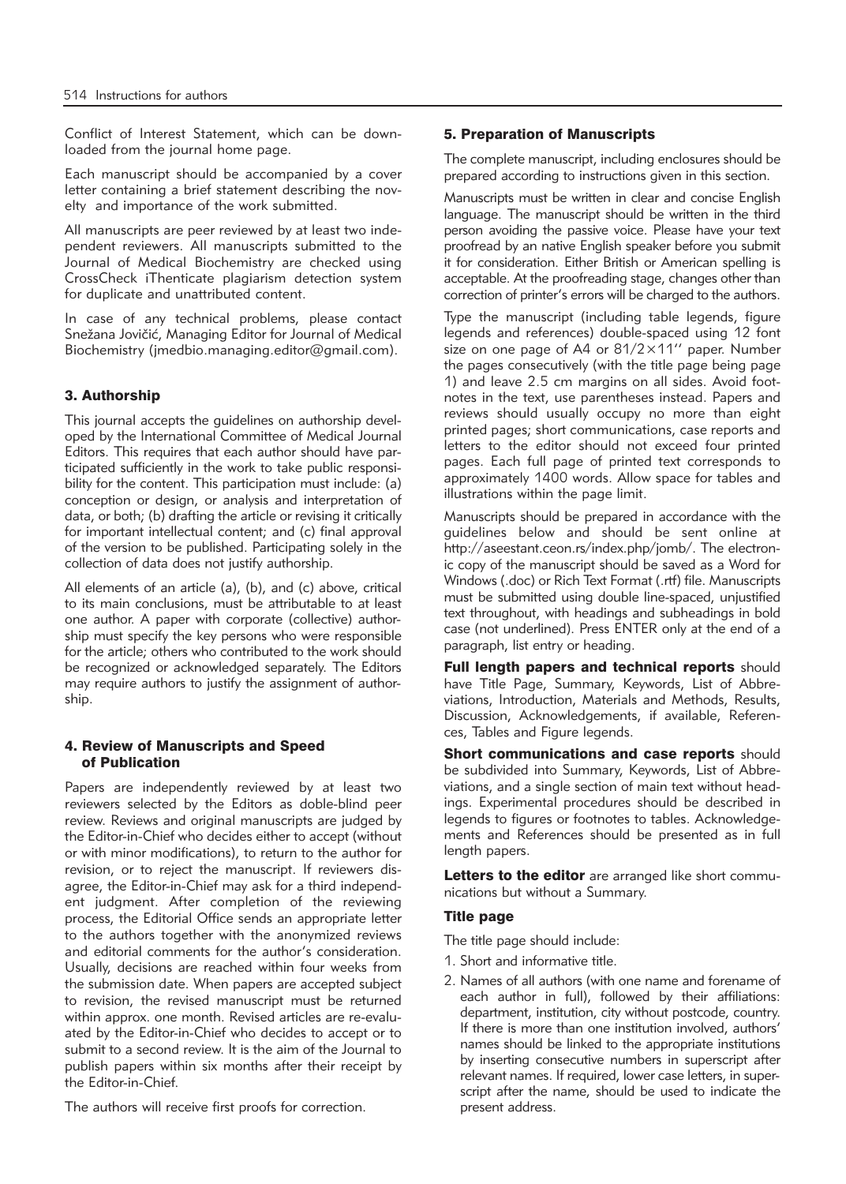Conflict of Interest Statement, which can be downloaded from the journal home page.

Each manuscript should be accompanied by a cover letter containing a brief statement describing the novelty and importance of the work submitted.

All manuscripts are peer reviewed by at least two independent reviewers. All manuscripts submitted to the Journal of Medical Biochemistry are checked using CrossCheck iThenticate plagiarism detection system for duplicate and unattributed content.

In case of any technical problems, please contact Snežana Jovičić, Managing Editor for Journal of Medical Biochemistry (jmedbio.managing.editor@gmail.com).

## 3. Authorship

This journal accepts the guidelines on authorship developed by the International Committee of Medical Journal Editors. This requires that each author should have participated sufficiently in the work to take public responsibility for the content. This participation must include: (a) conception or design, or analysis and interpretation of data, or both; (b) drafting the article or revising it critically for important intellectual content; and (c) final approval of the version to be published. Participating solely in the collection of data does not justify authorship.

All elements of an article (a), (b), and (c) above, critical to its main conclusions, must be attributable to at least one author. A paper with corporate (collective) authorship must specify the key persons who were responsible for the article; others who contributed to the work should be recognized or acknowledged separately. The Editors may require authors to justify the assignment of authorship.

## 4. Review of Manuscripts and Speed of Publication

Papers are independently reviewed by at least two reviewers selected by the Editors as doble-blind peer review. Reviews and original manuscripts are judged by the Editor-in-Chief who decides either to accept (without or with minor modifications), to return to the author for revision, or to reject the manuscript. If reviewers disagree, the Editor-in-Chief may ask for a third independent judgment. After completion of the reviewing process, the Editorial Office sends an appropriate letter to the authors together with the anonymized reviews and editorial comments for the author's consideration. Usually, decisions are reached within four weeks from the submission date. When papers are accepted subject to revision, the revised manuscript must be returned within approx. one month. Revised articles are re-evaluated by the Editor-in-Chief who decides to accept or to submit to a second review. It is the aim of the Journal to publish papers within six months after their receipt by the Editor-in-Chief.

The authors will receive first proofs for correction.

## 5. Preparation of Manuscripts

The complete manuscript, including enclosures should be prepared according to instructions given in this section.

Manuscripts must be written in clear and concise English language. The manuscript should be written in the third person avoiding the passive voice. Please have your text proofread by an native English speaker before you submit it for consideration. Either British or American spelling is acceptable. At the proofreading stage, changes other than correction of printer's errors will be charged to the authors.

Type the manuscript (including table legends, figure legends and references) double-spaced using 12 font size on one page of A4 or 81/2×11'' paper. Number the pages consecutively (with the title page being page 1) and leave 2.5 cm margins on all sides. Avoid footnotes in the text, use parentheses instead. Papers and reviews should usually occupy no more than eight printed pages; short communications, case reports and letters to the editor should not exceed four printed pages. Each full page of printed text corresponds to approximately 1400 words. Allow space for tables and illustrations within the page limit.

Manuscripts should be prepared in accordance with the guidelines below and should be sent online at http://aseestant.ceon.rs/index.php/jomb/. The electronic copy of the manuscript should be saved as a Word for Windows (.doc) or Rich Text Format (.rtf) file. Manuscripts must be submitted using double line-spaced, unjustified text throughout, with headings and subheadings in bold case (not underlined). Press ENTER only at the end of a paragraph, list entry or heading.

**Full length papers and technical reports** should have Title Page, Summary, Keywords, List of Abbreviations, Introduction, Materials and Methods, Results, Discussion, Acknowledgements, if available, References, Tables and Figure legends.

**Short communications and case reports** should be subdivided into Summary, Keywords, List of Abbreviations, and a single section of main text without headings. Experimental procedures should be described in legends to figures or footnotes to tables. Acknowledgements and References should be presented as in full length papers.

**Letters to the editor** are arranged like short communications but without a Summary.

### Title page

The title page should include:

1. Short and informative title.
2. Names of all authors (with one name and forename of each author in full), followed by their affiliations: department, institution, city without postcode, country. If there is more than one institution involved, authors' names should be linked to the appropriate institutions by inserting consecutive numbers in superscript after relevant names. If required, lower case letters, in superscript after the name, should be used to indicate the present address.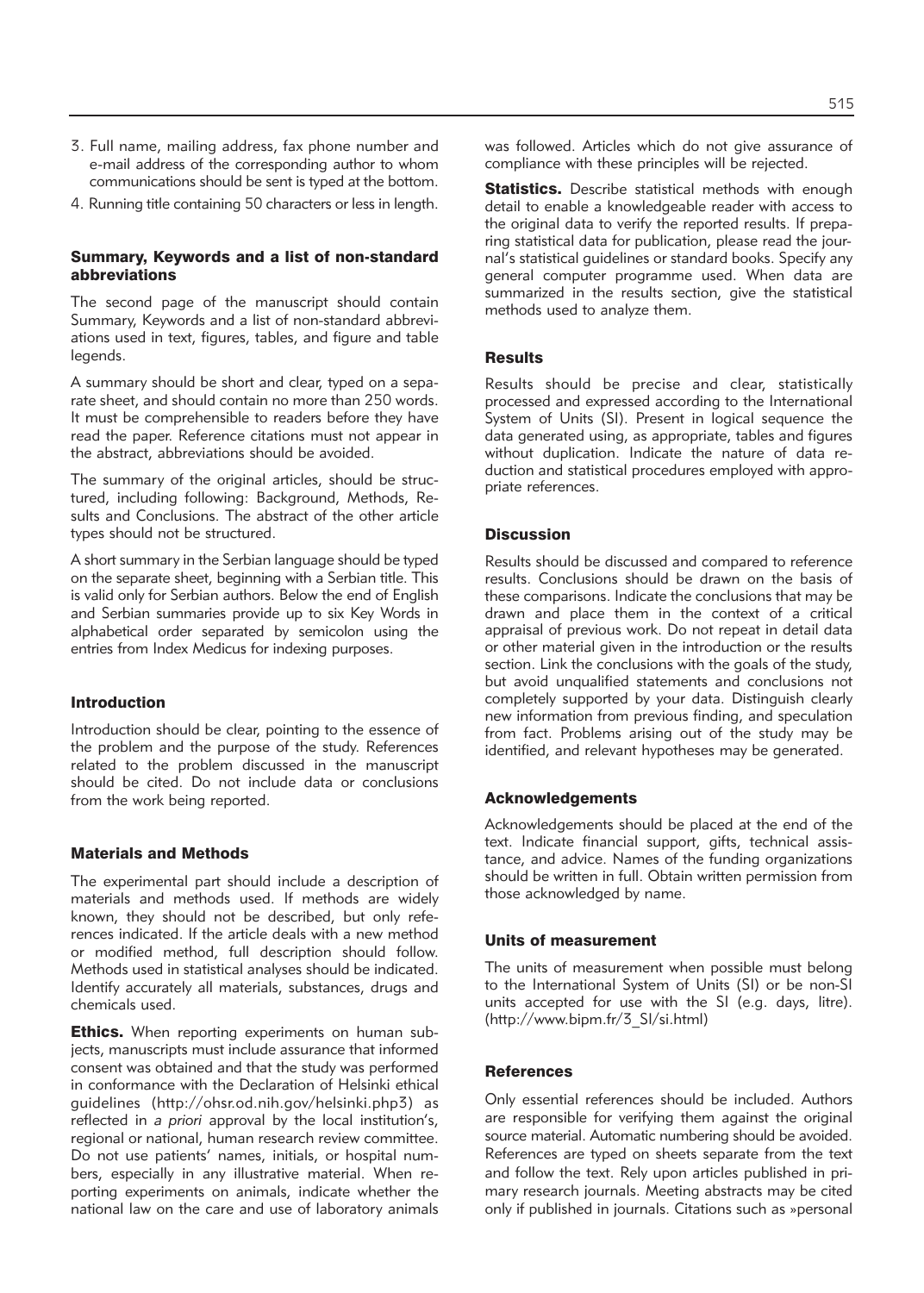3. Full name, mailing address, fax phone number and e-mail address of the corresponding author to whom communications should be sent is typed at the bottom.
4. Running title containing 50 characters or less in length.

### Summary, Keywords and a list of non-standard abbreviations

The second page of the manuscript should contain Summary, Keywords and a list of non-standard abbreviations used in text, figures, tables, and figure and table legends.

A summary should be short and clear, typed on a separate sheet, and should contain no more than 250 words. It must be comprehensible to readers before they have read the paper. Reference citations must not appear in the abstract, abbreviations should be avoided.

The summary of the original articles, should be structured, including following: Background, Methods, Results and Conclusions. The abstract of the other article types should not be structured.

A short summary in the Serbian language should be typed on the separate sheet, beginning with a Serbian title. This is valid only for Serbian authors. Below the end of English and Serbian summaries provide up to six Key Words in alphabetical order separated by semicolon using the entries from Index Medicus for indexing purposes.

### Introduction

Introduction should be clear, pointing to the essence of the problem and the purpose of the study. References related to the problem discussed in the manuscript should be cited. Do not include data or conclusions from the work being reported.

### Materials and Methods

The experimental part should include a description of materials and methods used. If methods are widely known, they should not be described, but only references indicated. If the article deals with a new method or modified method, full description should follow. Methods used in statistical analyses should be indicated. Identify accurately all materials, substances, drugs and chemicals used.

**Ethics.** When reporting experiments on human subjects, manuscripts must include assurance that informed consent was obtained and that the study was performed in conformance with the Declaration of Helsinki ethical guidelines (http://ohsr.od.nih.gov/helsinki.php3) as reflected in *a priori* approval by the local institution's, regional or national, human research review committee. Do not use patients' names, initials, or hospital numbers, especially in any illustrative material. When reporting experiments on animals, indicate whether the national law on the care and use of laboratory animals was followed. Articles which do not give assurance of compliance with these principles will be rejected.

**Statistics.** Describe statistical methods with enough detail to enable a knowledgeable reader with access to the original data to verify the reported results. If preparing statistical data for publication, please read the journal's statistical guidelines or standard books. Specify any general computer programme used. When data are summarized in the results section, give the statistical methods used to analyze them.

### Results

Results should be precise and clear, statistically processed and expressed according to the International System of Units (SI). Present in logical sequence the data generated using, as appropriate, tables and figures without duplication. Indicate the nature of data reduction and statistical procedures employed with appropriate references.

### Discussion

Results should be discussed and compared to reference results. Conclusions should be drawn on the basis of these comparisons. Indicate the conclusions that may be drawn and place them in the context of a critical appraisal of previous work. Do not repeat in detail data or other material given in the introduction or the results section. Link the conclusions with the goals of the study, but avoid unqualified statements and conclusions not completely supported by your data. Distinguish clearly new information from previous finding, and speculation from fact. Problems arising out of the study may be identified, and relevant hypotheses may be generated.

### Acknowledgements

Acknowledgements should be placed at the end of the text. Indicate financial support, gifts, technical assistance, and advice. Names of the funding organizations should be written in full. Obtain written permission from those acknowledged by name.

### Units of measurement

The units of measurement when possible must belong to the International System of Units (SI) or be non-SI units accepted for use with the SI (e.g. days, litre). (http://www.bipm.fr/3_SI/si.html)

### References

Only essential references should be included. Authors are responsible for verifying them against the original source material. Automatic numbering should be avoided. References are typed on sheets separate from the text and follow the text. Rely upon articles published in primary research journals. Meeting abstracts may be cited only if published in journals. Citations such as »personal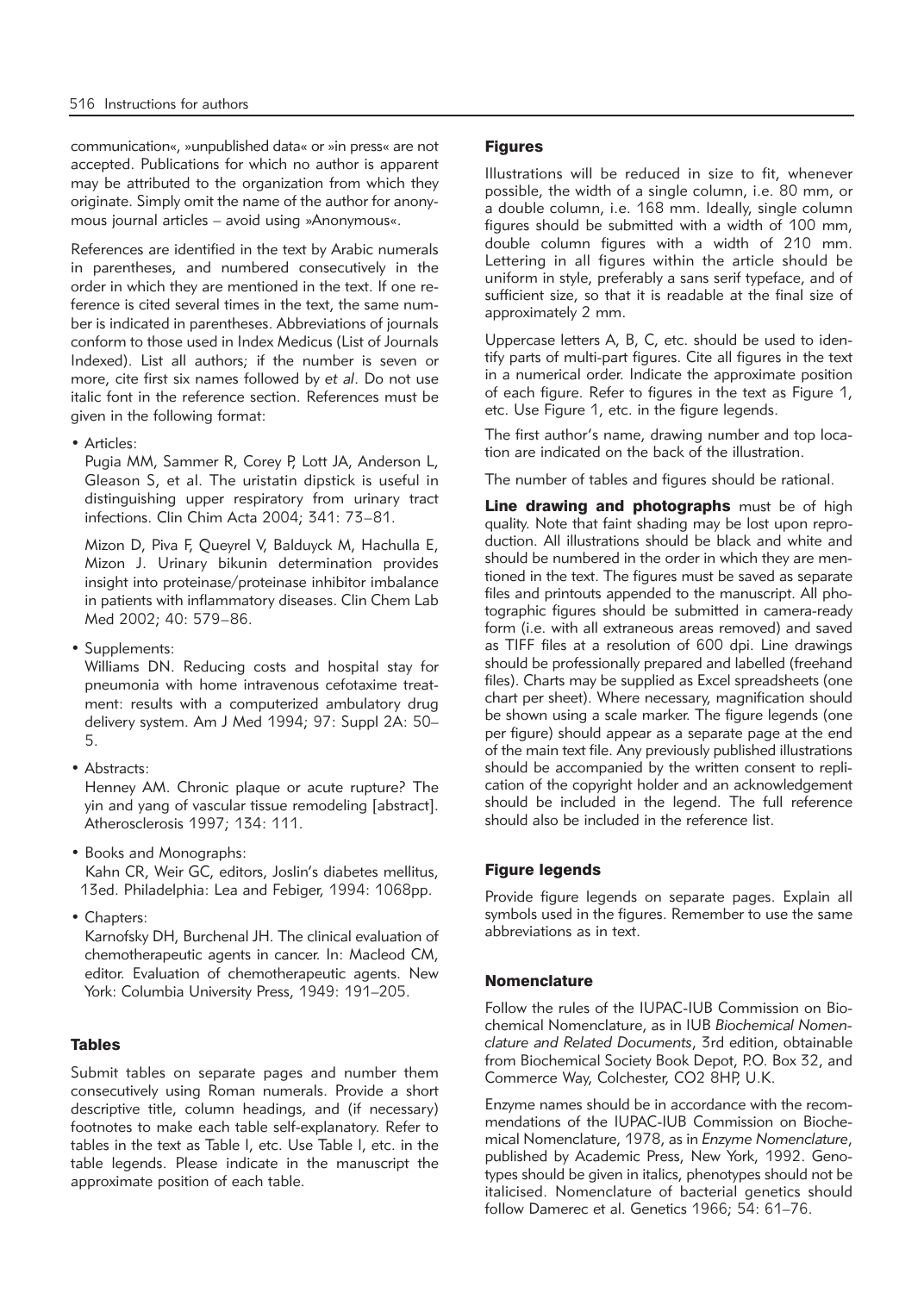communication«, »unpublished data« or »in press« are not accepted. Publications for which no author is apparent may be attributed to the organization from which they originate. Simply omit the name of the author for anonymous journal articles – avoid using »Anonymous«.

References are identified in the text by Arabic numerals in parentheses, and numbered consecutively in the order in which they are mentioned in the text. If one reference is cited several times in the text, the same number is indicated in parentheses. Abbreviations of journals conform to those used in Index Medicus (List of Journals Indexed). List all authors; if the number is seven or more, cite first six names followed by *et al*. Do not use italic font in the reference section. References must be given in the following format:

- Articles:

  Pugia MM, Sammer R, Corey P, Lott JA, Anderson L, Gleason S, et al. The uristatin dipstick is useful in distinguishing upper respiratory from urinary tract infections. Clin Chim Acta 2004; 341: 73–81.

  Mizon D, Piva F, Queyrel V, Balduyck M, Hachulla E, Mizon J. Urinary bikunin determination provides insight into proteinase/proteinase inhibitor imbalance in patients with inflammatory diseases. Clin Chem Lab Med 2002; 40: 579–86.

- Supplements:

  Williams DN. Reducing costs and hospital stay for pneumonia with home intravenous cefotaxime treatment: results with a computerized ambulatory drug delivery system. Am J Med 1994; 97: Suppl 2A: 50–5.

- Abstracts:

  Henney AM. Chronic plaque or acute rupture? The yin and yang of vascular tissue remodeling [abstract]. Atherosclerosis 1997; 134: 111.

- Books and Monographs:

  Kahn CR, Weir GC, editors, Joslin's diabetes mellitus, 13ed. Philadelphia: Lea and Febiger, 1994: 1068pp.

- Chapters:

  Karnofsky DH, Burchenal JH. The clinical evaluation of chemotherapeutic agents in cancer. In: Macleod CM, editor. Evaluation of chemotherapeutic agents. New York: Columbia University Press, 1949: 191–205.

### Tables

Submit tables on separate pages and number them consecutively using Roman numerals. Provide a short descriptive title, column headings, and (if necessary) footnotes to make each table self-explanatory. Refer to tables in the text as Table I, etc. Use Table I, etc. in the table legends. Please indicate in the manuscript the approximate position of each table.

### Figures

Illustrations will be reduced in size to fit, whenever possible, the width of a single column, i.e. 80 mm, or a double column, i.e. 168 mm. Ideally, single column figures should be submitted with a width of 100 mm, double column figures with a width of 210 mm. Lettering in all figures within the article should be uniform in style, preferably a sans serif typeface, and of sufficient size, so that it is readable at the final size of approximately 2 mm.

Uppercase letters A, B, C, etc. should be used to identify parts of multi-part figures. Cite all figures in the text in a numerical order. Indicate the approximate position of each figure. Refer to figures in the text as Figure 1, etc. Use Figure 1, etc. in the figure legends.

The first author's name, drawing number and top location are indicated on the back of the illustration.

The number of tables and figures should be rational.

**Line drawing and photographs** must be of high quality. Note that faint shading may be lost upon reproduction. All illustrations should be black and white and should be numbered in the order in which they are mentioned in the text. The figures must be saved as separate files and printouts appended to the manuscript. All photographic figures should be submitted in camera-ready form (i.e. with all extraneous areas removed) and saved as TIFF files at a resolution of 600 dpi. Line drawings should be professionally prepared and labelled (freehand files). Charts may be supplied as Excel spreadsheets (one chart per sheet). Where necessary, magnification should be shown using a scale marker. The figure legends (one per figure) should appear as a separate page at the end of the main text file. Any previously published illustrations should be accompanied by the written consent to replication of the copyright holder and an acknowledgement should be included in the legend. The full reference should also be included in the reference list.

### Figure legends

Provide figure legends on separate pages. Explain all symbols used in the figures. Remember to use the same abbreviations as in text.

### Nomenclature

Follow the rules of the IUPAC-IUB Commission on Biochemical Nomenclature, as in IUB *Biochemical Nomenclature and Related Documents*, 3rd edition, obtainable from Biochemical Society Book Depot, P.O. Box 32, and Commerce Way, Colchester, CO2 8HP, U.K.

Enzyme names should be in accordance with the recommendations of the IUPAC-IUB Commission on Biochemical Nomenclature, 1978, as in *Enzyme Nomenclature*, published by Academic Press, New York, 1992. Genotypes should be given in italics, phenotypes should not be italicised. Nomenclature of bacterial genetics should follow Damerec et al. Genetics 1966; 54: 61–76.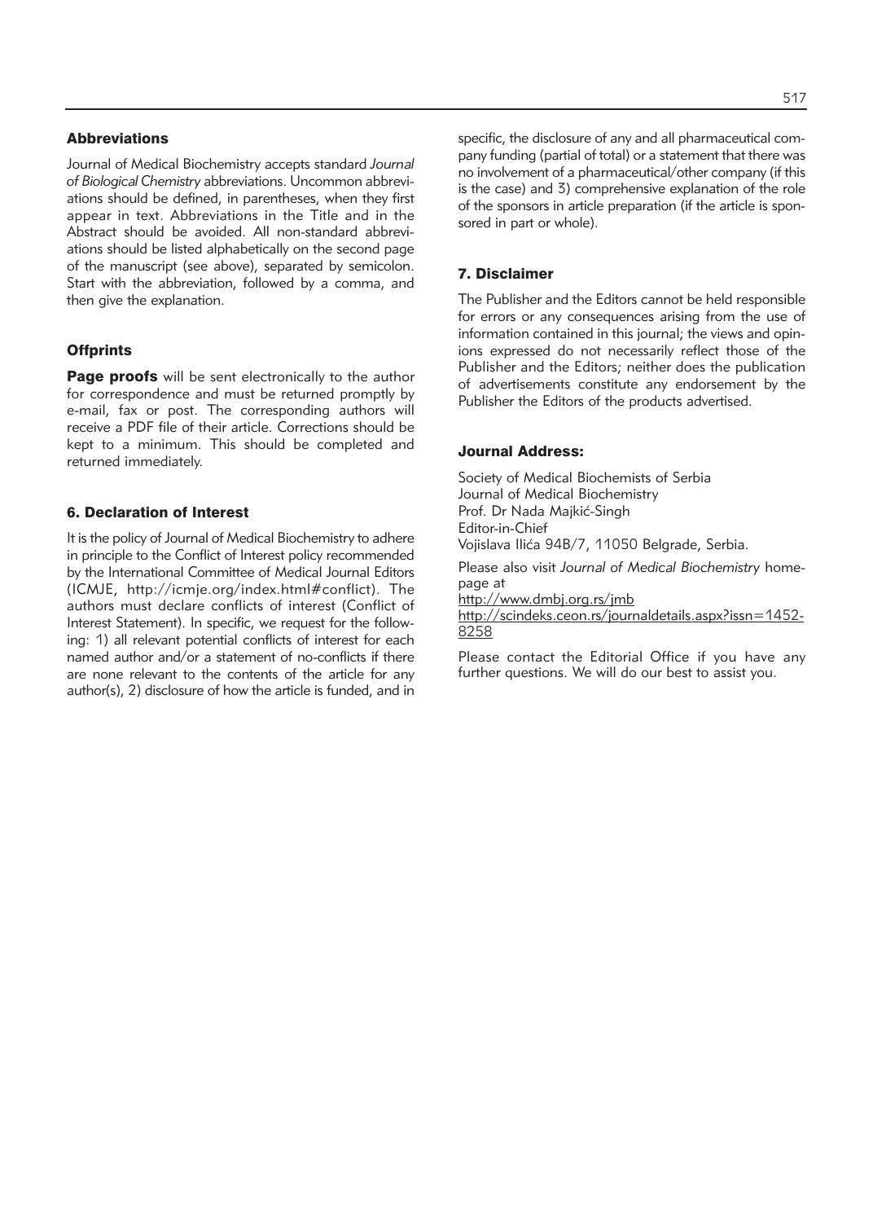## Abbreviations

Journal of Medical Biochemistry accepts standard *Journal of Biological Chemistry* abbreviations. Uncommon abbreviations should be defined, in parentheses, when they first appear in text. Abbreviations in the Title and in the Abstract should be avoided. All non-standard abbreviations should be listed alphabetically on the second page of the manuscript (see above), separated by semicolon. Start with the abbreviation, followed by a comma, and then give the explanation.

## Offprints

**Page proofs** will be sent electronically to the author for correspondence and must be returned promptly by e-mail, fax or post. The corresponding authors will receive a PDF file of their article. Corrections should be kept to a minimum. This should be completed and returned immediately.

## 6. Declaration of Interest

It is the policy of Journal of Medical Biochemistry to adhere in principle to the Conflict of Interest policy recommended by the International Committee of Medical Journal Editors (ICMJE, http://icmje.org/index.html#conflict). The authors must declare conflicts of interest (Conflict of Interest Statement). In specific, we request for the following: 1) all relevant potential conflicts of interest for each named author and/or a statement of no-conflicts if there are none relevant to the contents of the article for any author(s), 2) disclosure of how the article is funded, and in specific, the disclosure of any and all pharmaceutical company funding (partial of total) or a statement that there was no involvement of a pharmaceutical/other company (if this is the case) and 3) comprehensive explanation of the role of the sponsors in article preparation (if the article is sponsored in part or whole).

## 7. Disclaimer

The Publisher and the Editors cannot be held responsible for errors or any consequences arising from the use of information contained in this journal; the views and opinions expressed do not necessarily reflect those of the Publisher and the Editors; neither does the publication of advertisements constitute any endorsement by the Publisher the Editors of the products advertised.

## Journal Address:

Society of Medical Biochemists of Serbia
Journal of Medical Biochemistry
Prof. Dr Nada Majkić-Singh
Editor-in-Chief
Vojislava Ilića 94B/7, 11050 Belgrade, Serbia.

Please also visit *Journal of Medical Biochemistry* homepage at
http://www.dmbj.org.rs/jmb
http://scindeks.ceon.rs/journaldetails.aspx?issn=1452-8258

Please contact the Editorial Office if you have any further questions. We will do our best to assist you.